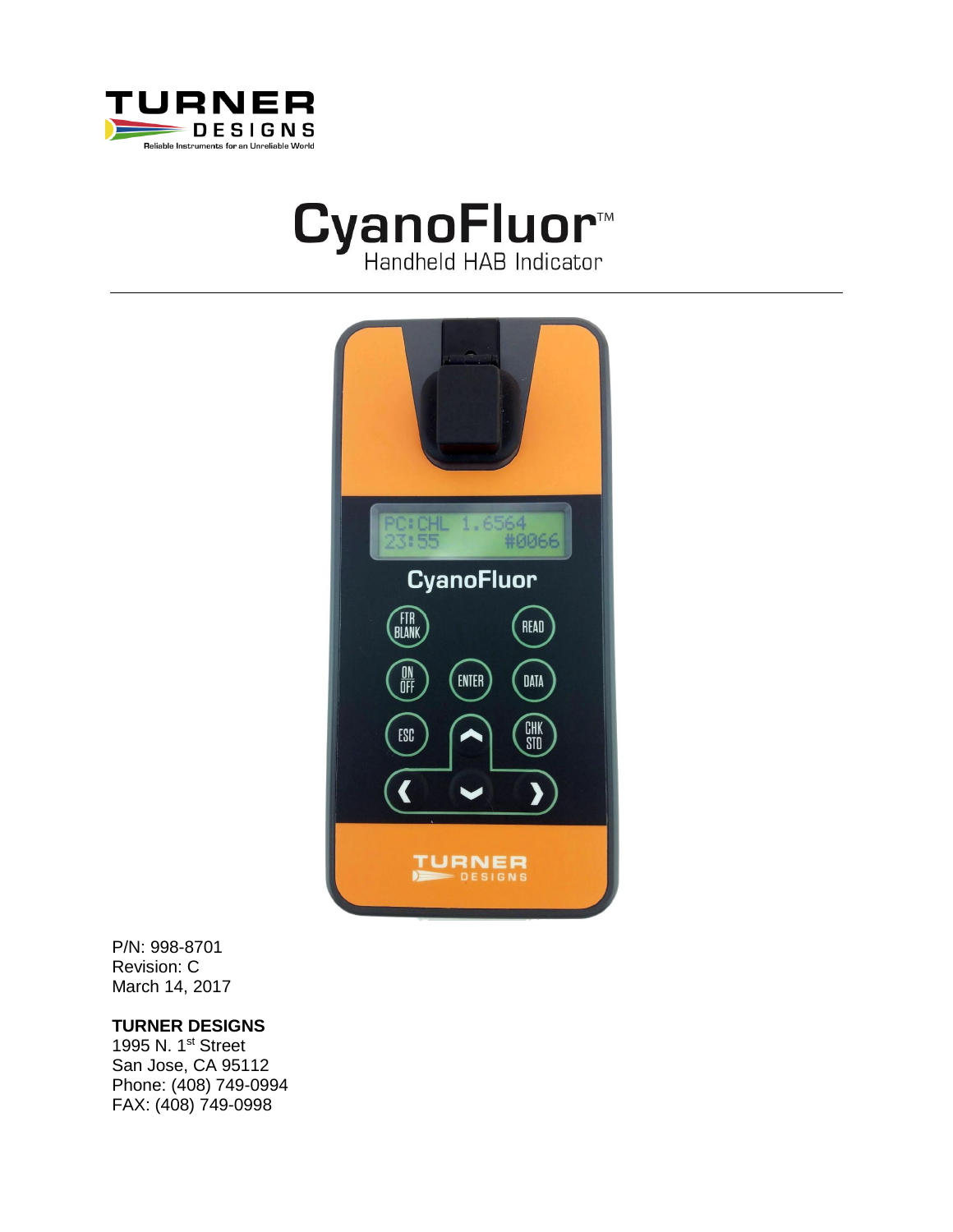# CyanoFluor™

## Handheld HAB Indicator

P/N: 998-8701
Revision: C
March 14, 2017

**TURNER DESIGNS**
1995 N. 1st Street
San Jose, CA 95112
Phone: (408) 749-0994
FAX: (408) 749-0998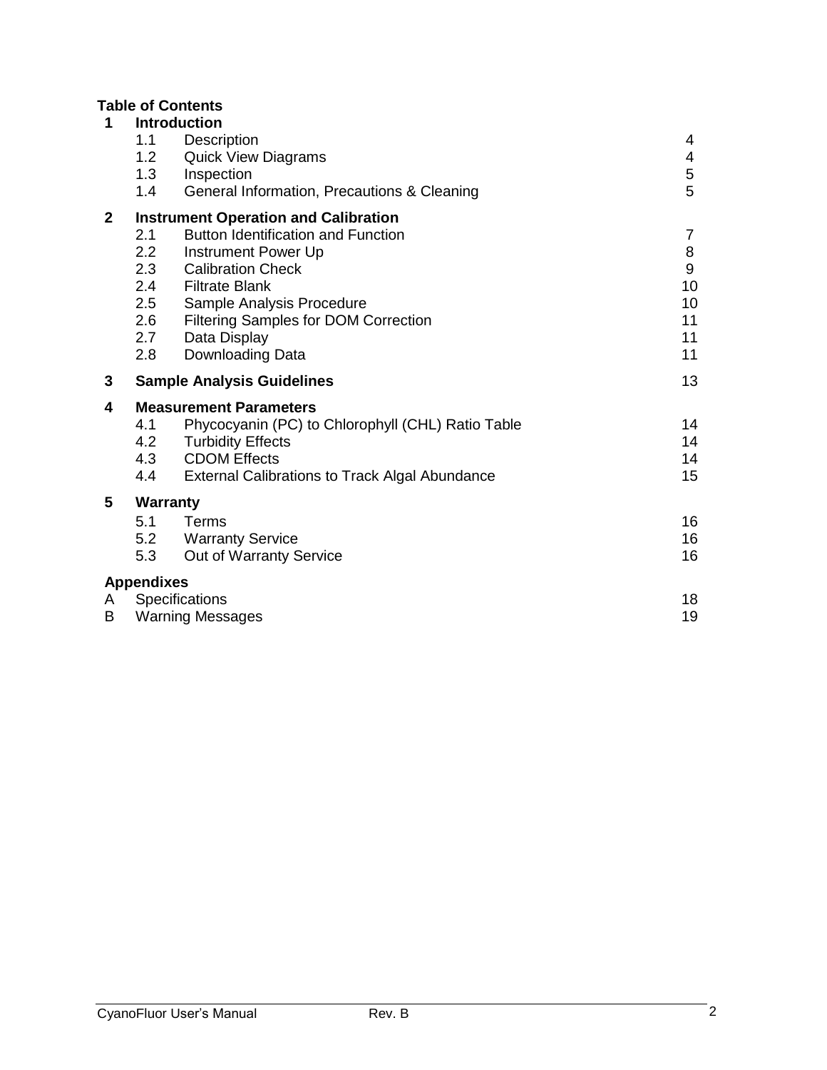**Table of Contents**

| | | | |
|---|---|---|---|
| **1** | **Introduction** | | |
| | 1.1 | Description | 4 |
| | 1.2 | Quick View Diagrams | 4 |
| | 1.3 | Inspection | 5 |
| | 1.4 | General Information, Precautions & Cleaning | 5 |
| **2** | **Instrument Operation and Calibration** | | |
| | 2.1 | Button Identification and Function | 7 |
| | 2.2 | Instrument Power Up | 8 |
| | 2.3 | Calibration Check | 9 |
| | 2.4 | Filtrate Blank | 10 |
| | 2.5 | Sample Analysis Procedure | 10 |
| | 2.6 | Filtering Samples for DOM Correction | 11 |
| | 2.7 | Data Display | 11 |
| | 2.8 | Downloading Data | 11 |
| **3** | **Sample Analysis Guidelines** | | 13 |
| **4** | **Measurement Parameters** | | |
| | 4.1 | Phycocyanin (PC) to Chlorophyll (CHL) Ratio Table | 14 |
| | 4.2 | Turbidity Effects | 14 |
| | 4.3 | CDOM Effects | 14 |
| | 4.4 | External Calibrations to Track Algal Abundance | 15 |
| **5** | **Warranty** | | |
| | 5.1 | Terms | 16 |
| | 5.2 | Warranty Service | 16 |
| | 5.3 | Out of Warranty Service | 16 |
| | **Appendixes** | | |
| A | Specifications | | 18 |
| B | Warning Messages | | 19 |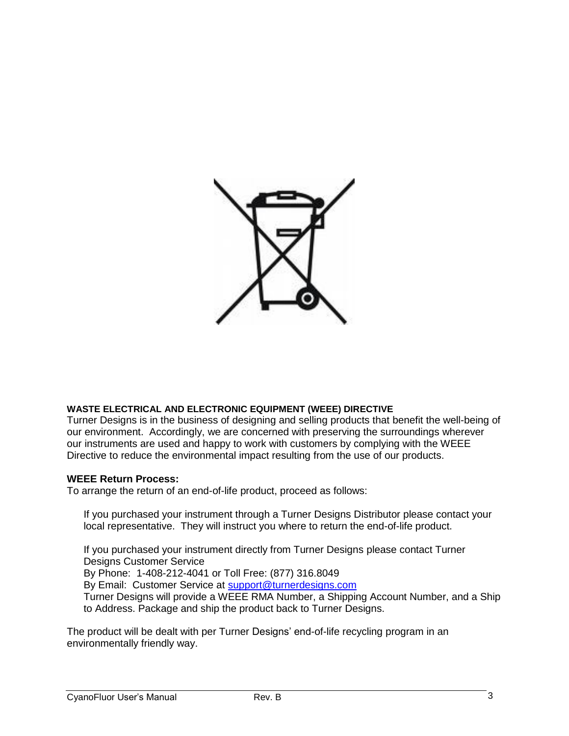**WASTE ELECTRICAL AND ELECTRONIC EQUIPMENT (WEEE) DIRECTIVE**

Turner Designs is in the business of designing and selling products that benefit the well-being of our environment. Accordingly, we are concerned with preserving the surroundings wherever our instruments are used and happy to work with customers by complying with the WEEE Directive to reduce the environmental impact resulting from the use of our products.

**WEEE Return Process:**

To arrange the return of an end-of-life product, proceed as follows:

If you purchased your instrument through a Turner Designs Distributor please contact your local representative. They will instruct you where to return the end-of-life product.

If you purchased your instrument directly from Turner Designs please contact Turner Designs Customer Service
By Phone: 1-408-212-4041 or Toll Free: (877) 316.8049
By Email: Customer Service at support@turnerdesigns.com
Turner Designs will provide a WEEE RMA Number, a Shipping Account Number, and a Ship to Address. Package and ship the product back to Turner Designs.

The product will be dealt with per Turner Designs' end-of-life recycling program in an environmentally friendly way.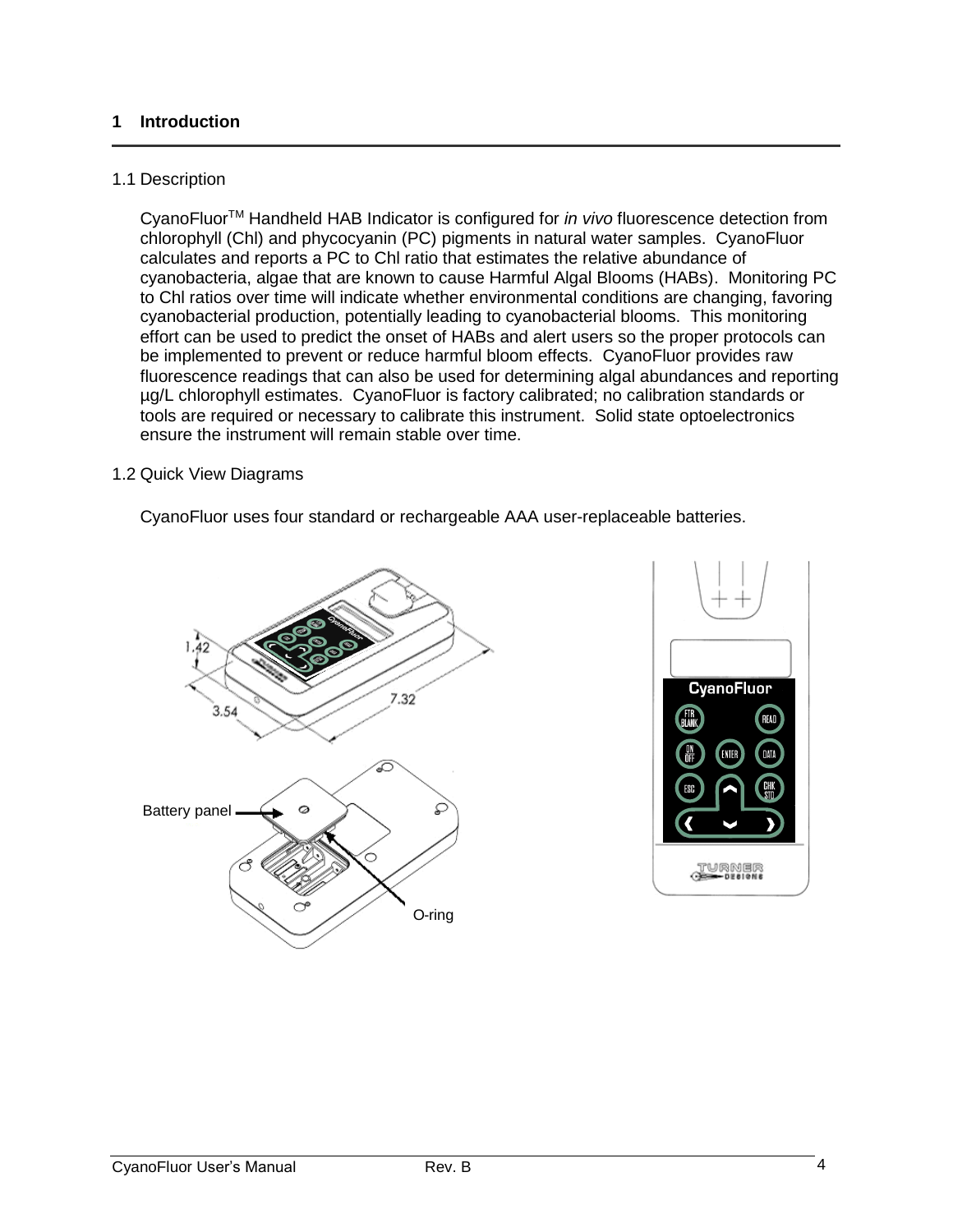# 1 Introduction

## 1.1 Description

CyanoFluor[TM] Handheld HAB Indicator is configured for *in vivo* fluorescence detection from chlorophyll (Chl) and phycocyanin (PC) pigments in natural water samples. CyanoFluor calculates and reports a PC to Chl ratio that estimates the relative abundance of cyanobacteria, algae that are known to cause Harmful Algal Blooms (HABs). Monitoring PC to Chl ratios over time will indicate whether environmental conditions are changing, favoring cyanobacterial production, potentially leading to cyanobacterial blooms. This monitoring effort can be used to predict the onset of HABs and alert users so the proper protocols can be implemented to prevent or reduce harmful bloom effects. CyanoFluor provides raw fluorescence readings that can also be used for determining algal abundances and reporting µg/L chlorophyll estimates. CyanoFluor is factory calibrated; no calibration standards or tools are required or necessary to calibrate this instrument. Solid state optoelectronics ensure the instrument will remain stable over time.

## 1.2 Quick View Diagrams

CyanoFluor uses four standard or rechargeable AAA user-replaceable batteries.

1.42

3.54

7.32

Battery panel

O-ring

CyanoFluor

FTR BLANK  READ

ON OFF  ENTER  DATA

ESC  CHK STD

TURNER DESIGNS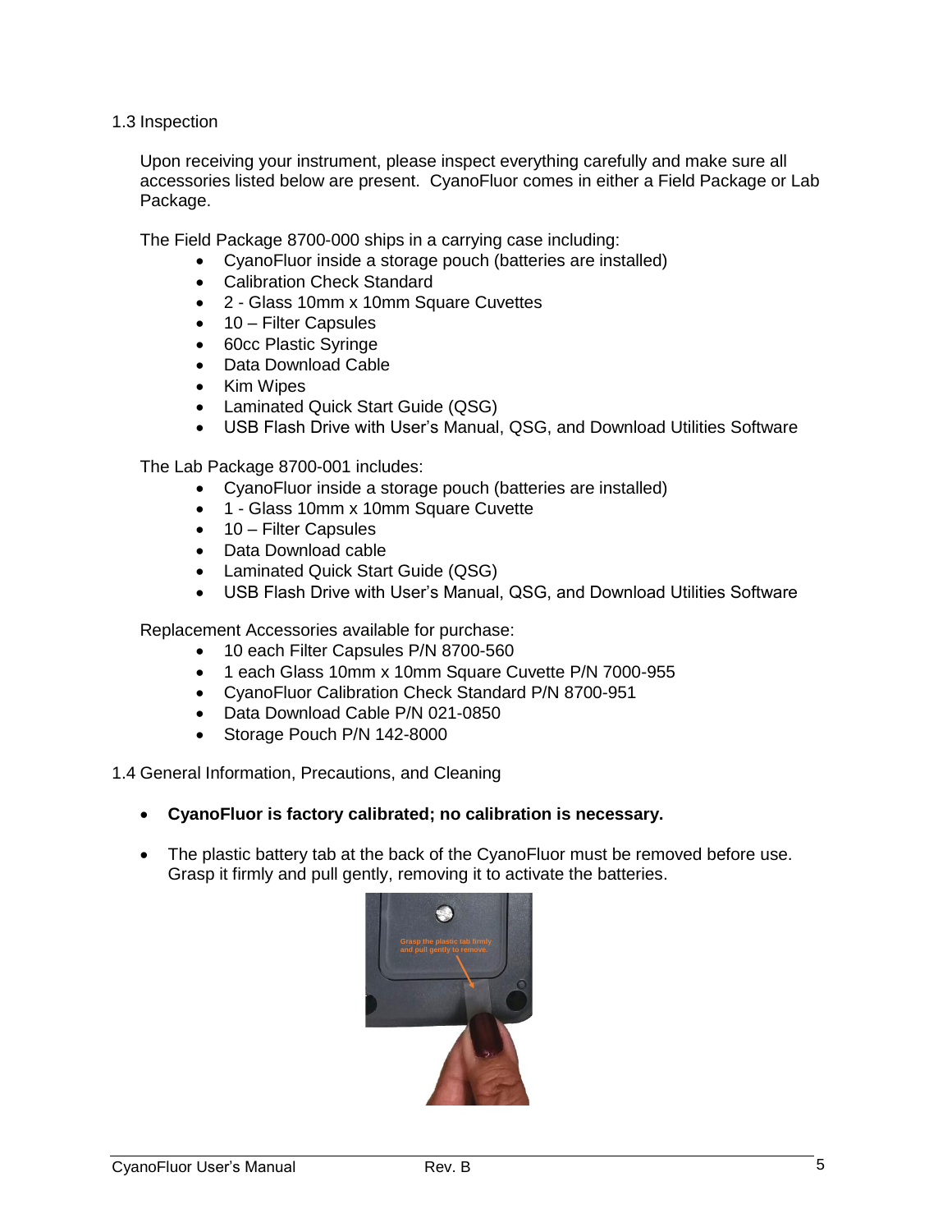## 1.3 Inspection

Upon receiving your instrument, please inspect everything carefully and make sure all accessories listed below are present. CyanoFluor comes in either a Field Package or Lab Package.

The Field Package 8700-000 ships in a carrying case including:

- CyanoFluor inside a storage pouch (batteries are installed)
- Calibration Check Standard
- 2 - Glass 10mm x 10mm Square Cuvettes
- 10 – Filter Capsules
- 60cc Plastic Syringe
- Data Download Cable
- Kim Wipes
- Laminated Quick Start Guide (QSG)
- USB Flash Drive with User's Manual, QSG, and Download Utilities Software

The Lab Package 8700-001 includes:

- CyanoFluor inside a storage pouch (batteries are installed)
- 1 - Glass 10mm x 10mm Square Cuvette
- 10 – Filter Capsules
- Data Download cable
- Laminated Quick Start Guide (QSG)
- USB Flash Drive with User's Manual, QSG, and Download Utilities Software

Replacement Accessories available for purchase:

- 10 each Filter Capsules P/N 8700-560
- 1 each Glass 10mm x 10mm Square Cuvette P/N 7000-955
- CyanoFluor Calibration Check Standard P/N 8700-951
- Data Download Cable P/N 021-0850
- Storage Pouch P/N 142-8000

## 1.4 General Information, Precautions, and Cleaning

- **CyanoFluor is factory calibrated; no calibration is necessary.**
- The plastic battery tab at the back of the CyanoFluor must be removed before use. Grasp it firmly and pull gently, removing it to activate the batteries.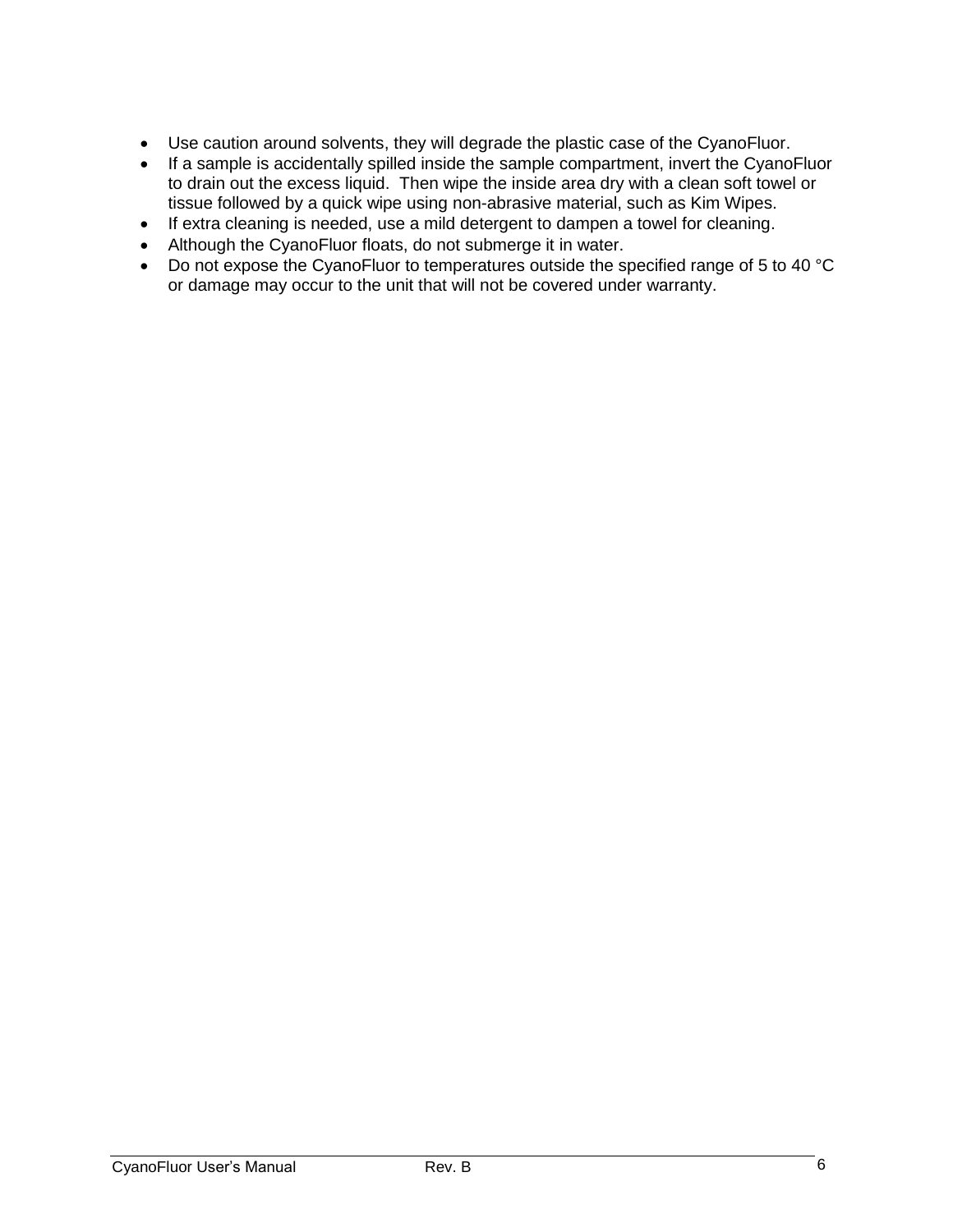- Use caution around solvents, they will degrade the plastic case of the CyanoFluor.
- If a sample is accidentally spilled inside the sample compartment, invert the CyanoFluor to drain out the excess liquid. Then wipe the inside area dry with a clean soft towel or tissue followed by a quick wipe using non-abrasive material, such as Kim Wipes.
- If extra cleaning is needed, use a mild detergent to dampen a towel for cleaning.
- Although the CyanoFluor floats, do not submerge it in water.
- Do not expose the CyanoFluor to temperatures outside the specified range of 5 to 40 °C or damage may occur to the unit that will not be covered under warranty.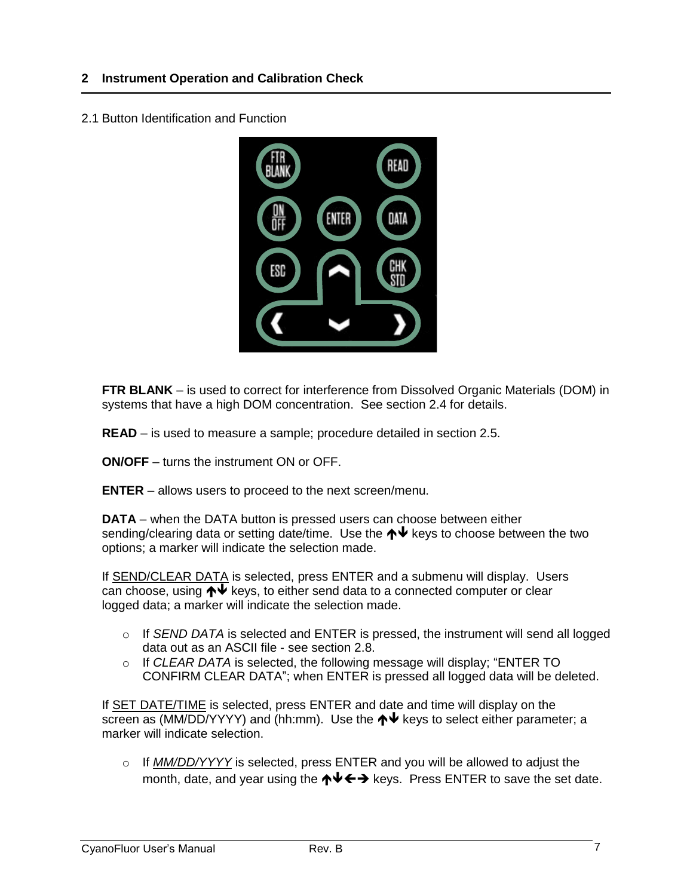## 2 Instrument Operation and Calibration Check

2.1 Button Identification and Function

**FTR BLANK** – is used to correct for interference from Dissolved Organic Materials (DOM) in systems that have a high DOM concentration. See section 2.4 for details.

**READ** – is used to measure a sample; procedure detailed in section 2.5.

**ON/OFF** – turns the instrument ON or OFF.

**ENTER** – allows users to proceed to the next screen/menu.

**DATA** – when the DATA button is pressed users can choose between either sending/clearing data or setting date/time. Use the ↑↓ keys to choose between the two options; a marker will indicate the selection made.

If <u>SEND/CLEAR DATA</u> is selected, press ENTER and a submenu will display. Users can choose, using ↑↓ keys, to either send data to a connected computer or clear logged data; a marker will indicate the selection made.

- If *SEND DATA* is selected and ENTER is pressed, the instrument will send all logged data out as an ASCII file - see section 2.8.
- If *CLEAR DATA* is selected, the following message will display; "ENTER TO CONFIRM CLEAR DATA"; when ENTER is pressed all logged data will be deleted.

If <u>SET DATE/TIME</u> is selected, press ENTER and date and time will display on the screen as (MM/DD/YYYY) and (hh:mm). Use the ↑↓ keys to select either parameter; a marker will indicate selection.

- If <u>*MM/DD/YYYY*</u> is selected, press ENTER and you will be allowed to adjust the month, date, and year using the ↑↓←→ keys. Press ENTER to save the set date.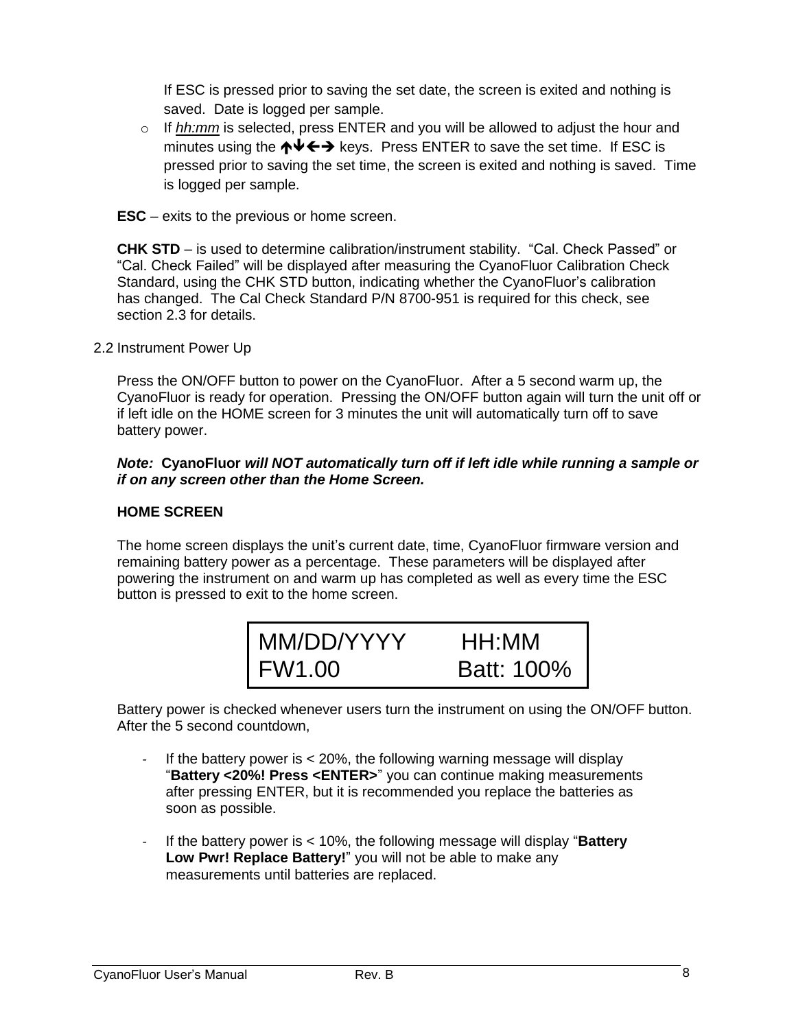If ESC is pressed prior to saving the set date, the screen is exited and nothing is saved. Date is logged per sample.

- If *hh:mm* is selected, press ENTER and you will be allowed to adjust the hour and minutes using the ↑↓←→ keys. Press ENTER to save the set time. If ESC is pressed prior to saving the set time, the screen is exited and nothing is saved. Time is logged per sample.

**ESC** – exits to the previous or home screen.

**CHK STD** – is used to determine calibration/instrument stability. “Cal. Check Passed” or “Cal. Check Failed” will be displayed after measuring the CyanoFluor Calibration Check Standard, using the CHK STD button, indicating whether the CyanoFluor’s calibration has changed. The Cal Check Standard P/N 8700-951 is required for this check, see section 2.3 for details.

## 2.2 Instrument Power Up

Press the ON/OFF button to power on the CyanoFluor. After a 5 second warm up, the CyanoFluor is ready for operation. Pressing the ON/OFF button again will turn the unit off or if left idle on the HOME screen for 3 minutes the unit will automatically turn off to save battery power.

***Note:* CyanoFluor *will NOT automatically turn off if left idle while running a sample or if on any screen other than the Home Screen.***

### HOME SCREEN

The home screen displays the unit’s current date, time, CyanoFluor firmware version and remaining battery power as a percentage. These parameters will be displayed after powering the instrument on and warm up has completed as well as every time the ESC button is pressed to exit to the home screen.

```
MM/DD/YYYY      HH:MM
FW1.00          Batt: 100%
```

Battery power is checked whenever users turn the instrument on using the ON/OFF button. After the 5 second countdown,

- If the battery power is < 20%, the following warning message will display “**Battery <20%! Press <ENTER>**” you can continue making measurements after pressing ENTER, but it is recommended you replace the batteries as soon as possible.

- If the battery power is < 10%, the following message will display “**Battery Low Pwr! Replace Battery!**” you will not be able to make any measurements until batteries are replaced.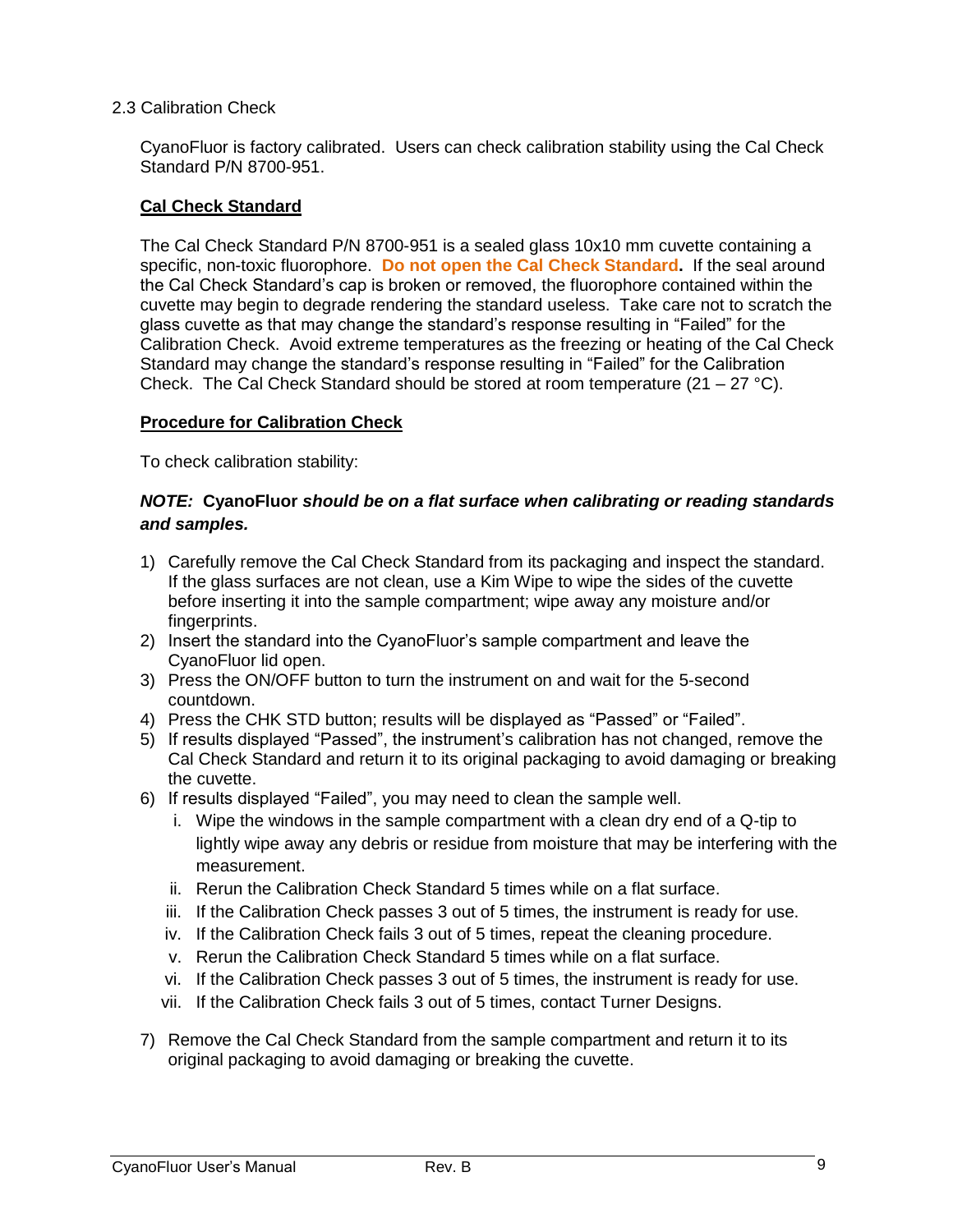## 2.3 Calibration Check

CyanoFluor is factory calibrated. Users can check calibration stability using the Cal Check Standard P/N 8700-951.

### Cal Check Standard

The Cal Check Standard P/N 8700-951 is a sealed glass 10x10 mm cuvette containing a specific, non-toxic fluorophore. **Do not open the Cal Check Standard.** If the seal around the Cal Check Standard's cap is broken or removed, the fluorophore contained within the cuvette may begin to degrade rendering the standard useless. Take care not to scratch the glass cuvette as that may change the standard's response resulting in "Failed" for the Calibration Check. Avoid extreme temperatures as the freezing or heating of the Cal Check Standard may change the standard's response resulting in "Failed" for the Calibration Check. The Cal Check Standard should be stored at room temperature (21 – 27 °C).

### Procedure for Calibration Check

To check calibration stability:

***NOTE:* CyanoFluor *should be on a flat surface when calibrating or reading standards and samples.***

1) Carefully remove the Cal Check Standard from its packaging and inspect the standard. If the glass surfaces are not clean, use a Kim Wipe to wipe the sides of the cuvette before inserting it into the sample compartment; wipe away any moisture and/or fingerprints.
2) Insert the standard into the CyanoFluor's sample compartment and leave the CyanoFluor lid open.
3) Press the ON/OFF button to turn the instrument on and wait for the 5-second countdown.
4) Press the CHK STD button; results will be displayed as "Passed" or "Failed".
5) If results displayed "Passed", the instrument's calibration has not changed, remove the Cal Check Standard and return it to its original packaging to avoid damaging or breaking the cuvette.
6) If results displayed "Failed", you may need to clean the sample well.
   i. Wipe the windows in the sample compartment with a clean dry end of a Q-tip to lightly wipe away any debris or residue from moisture that may be interfering with the measurement.
   ii. Rerun the Calibration Check Standard 5 times while on a flat surface.
   iii. If the Calibration Check passes 3 out of 5 times, the instrument is ready for use.
   iv. If the Calibration Check fails 3 out of 5 times, repeat the cleaning procedure.
   v. Rerun the Calibration Check Standard 5 times while on a flat surface.
   vi. If the Calibration Check passes 3 out of 5 times, the instrument is ready for use.
   vii. If the Calibration Check fails 3 out of 5 times, contact Turner Designs.
7) Remove the Cal Check Standard from the sample compartment and return it to its original packaging to avoid damaging or breaking the cuvette.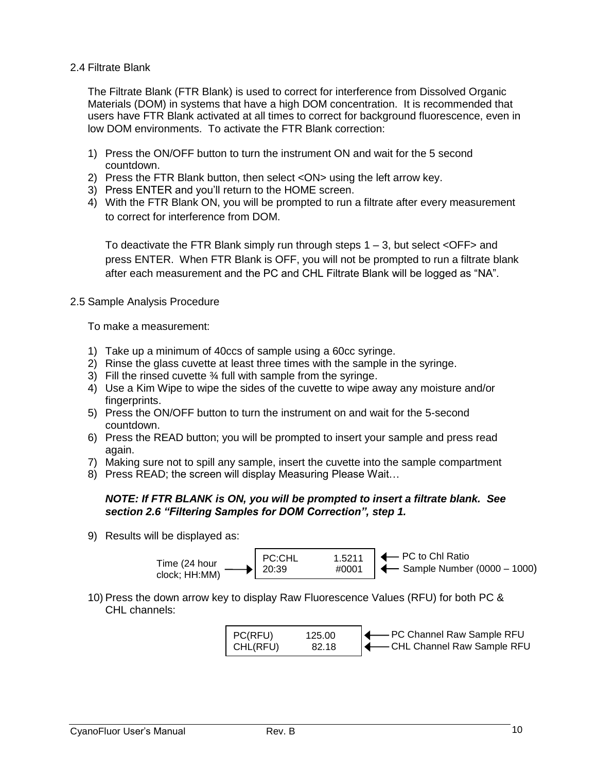## 2.4 Filtrate Blank

The Filtrate Blank (FTR Blank) is used to correct for interference from Dissolved Organic Materials (DOM) in systems that have a high DOM concentration. It is recommended that users have FTR Blank activated at all times to correct for background fluorescence, even in low DOM environments. To activate the FTR Blank correction:

1) Press the ON/OFF button to turn the instrument ON and wait for the 5 second countdown.
2) Press the FTR Blank button, then select <ON> using the left arrow key.
3) Press ENTER and you'll return to the HOME screen.
4) With the FTR Blank ON, you will be prompted to run a filtrate after every measurement to correct for interference from DOM.

   To deactivate the FTR Blank simply run through steps 1 – 3, but select <OFF> and press ENTER. When FTR Blank is OFF, you will not be prompted to run a filtrate blank after each measurement and the PC and CHL Filtrate Blank will be logged as "NA".

## 2.5 Sample Analysis Procedure

To make a measurement:

1) Take up a minimum of 40ccs of sample using a 60cc syringe.
2) Rinse the glass cuvette at least three times with the sample in the syringe.
3) Fill the rinsed cuvette ¾ full with sample from the syringe.
4) Use a Kim Wipe to wipe the sides of the cuvette to wipe away any moisture and/or fingerprints.
5) Press the ON/OFF button to turn the instrument on and wait for the 5-second countdown.
6) Press the READ button; you will be prompted to insert your sample and press read again.
7) Making sure not to spill any sample, insert the cuvette into the sample compartment
8) Press READ; the screen will display Measuring Please Wait…

   ***NOTE: If FTR BLANK is ON, you will be prompted to insert a filtrate blank. See section 2.6 "Filtering Samples for DOM Correction", step 1.***

9) Results will be displayed as:

```
                       PC:CHL      1.5211   <-- PC to Chl Ratio
Time (24 hour     -->  20:39        #0001   <-- Sample Number (0000 – 1000)
clock; HH:MM)
```

10) Press the down arrow key to display Raw Fluorescence Values (RFU) for both PC & CHL channels:

```
PC(RFU)      125.00   <-- PC Channel Raw Sample RFU
CHL(RFU)      82.18   <-- CHL Channel Raw Sample RFU
```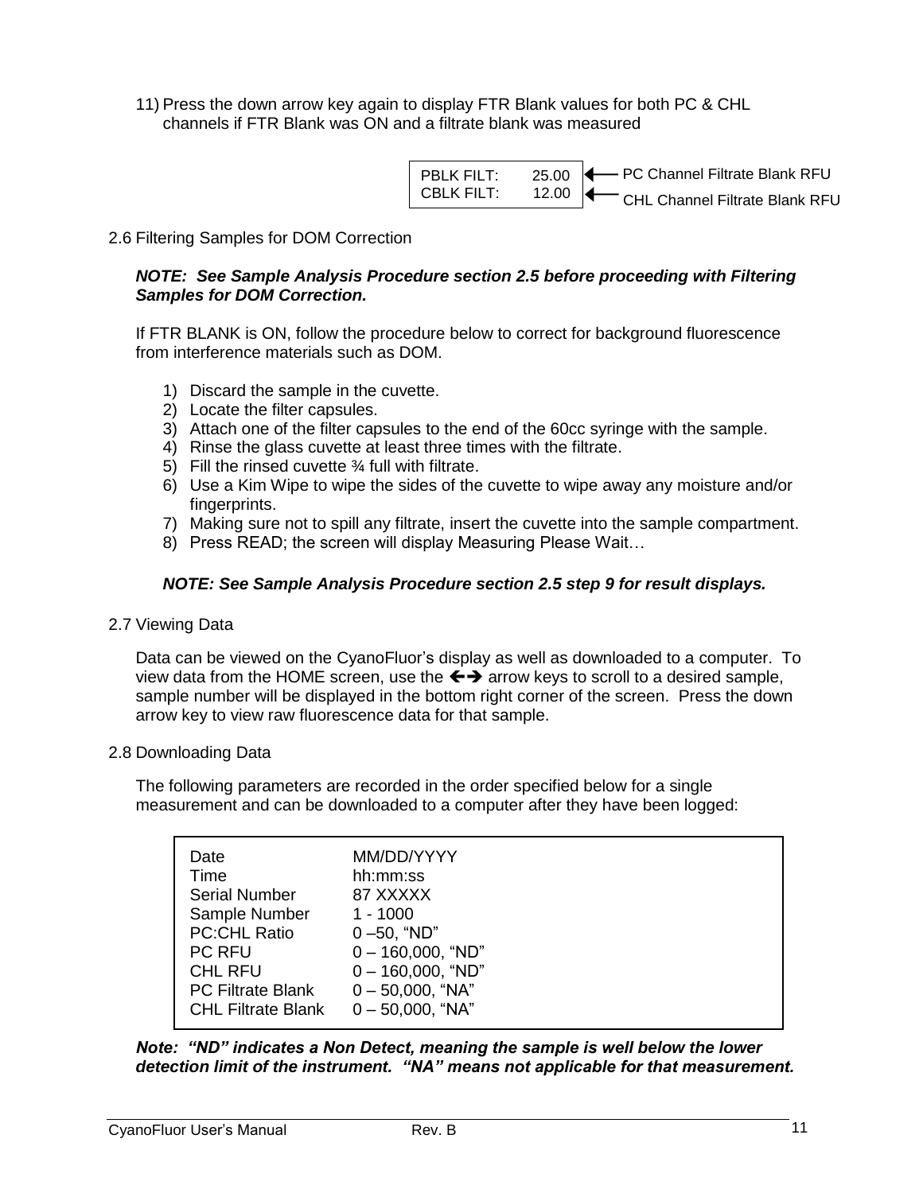11) Press the down arrow key again to display FTR Blank values for both PC & CHL channels if FTR Blank was ON and a filtrate blank was measured

```
PBLK FILT:   25.00   ← PC Channel Filtrate Blank RFU
CBLK FILT:   12.00   ← CHL Channel Filtrate Blank RFU
```

## 2.6 Filtering Samples for DOM Correction

***NOTE: See Sample Analysis Procedure section 2.5 before proceeding with Filtering Samples for DOM Correction.***

If FTR BLANK is ON, follow the procedure below to correct for background fluorescence from interference materials such as DOM.

1) Discard the sample in the cuvette.
2) Locate the filter capsules.
3) Attach one of the filter capsules to the end of the 60cc syringe with the sample.
4) Rinse the glass cuvette at least three times with the filtrate.
5) Fill the rinsed cuvette ¾ full with filtrate.
6) Use a Kim Wipe to wipe the sides of the cuvette to wipe away any moisture and/or fingerprints.
7) Making sure not to spill any filtrate, insert the cuvette into the sample compartment.
8) Press READ; the screen will display Measuring Please Wait…

***NOTE: See Sample Analysis Procedure section 2.5 step 9 for result displays.***

## 2.7 Viewing Data

Data can be viewed on the CyanoFluor's display as well as downloaded to a computer. To view data from the HOME screen, use the ←→ arrow keys to scroll to a desired sample, sample number will be displayed in the bottom right corner of the screen. Press the down arrow key to view raw fluorescence data for that sample.

## 2.8 Downloading Data

The following parameters are recorded in the order specified below for a single measurement and can be downloaded to a computer after they have been logged:

| Parameter | Format |
|---|---|
| Date | MM/DD/YYYY |
| Time | hh:mm:ss |
| Serial Number | 87 XXXXX |
| Sample Number | 1 - 1000 |
| PC:CHL Ratio | 0 –50, "ND" |
| PC RFU | 0 – 160,000, "ND" |
| CHL RFU | 0 – 160,000, "ND" |
| PC Filtrate Blank | 0 – 50,000, "NA" |
| CHL Filtrate Blank | 0 – 50,000, "NA" |

***Note: "ND" indicates a Non Detect, meaning the sample is well below the lower detection limit of the instrument. "NA" means not applicable for that measurement.***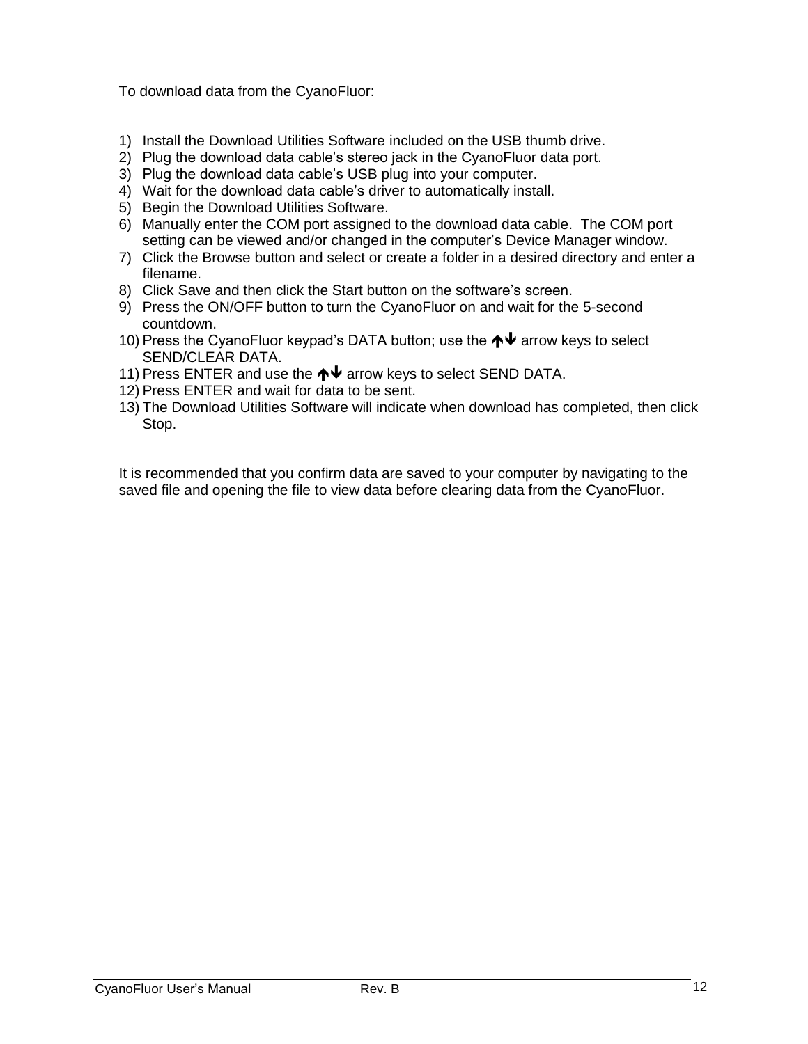To download data from the CyanoFluor:

1) Install the Download Utilities Software included on the USB thumb drive.
2) Plug the download data cable's stereo jack in the CyanoFluor data port.
3) Plug the download data cable's USB plug into your computer.
4) Wait for the download data cable's driver to automatically install.
5) Begin the Download Utilities Software.
6) Manually enter the COM port assigned to the download data cable. The COM port setting can be viewed and/or changed in the computer's Device Manager window.
7) Click the Browse button and select or create a folder in a desired directory and enter a filename.
8) Click Save and then click the Start button on the software's screen.
9) Press the ON/OFF button to turn the CyanoFluor on and wait for the 5-second countdown.
10) Press the CyanoFluor keypad's DATA button; use the ↑↓ arrow keys to select SEND/CLEAR DATA.
11) Press ENTER and use the ↑↓ arrow keys to select SEND DATA.
12) Press ENTER and wait for data to be sent.
13) The Download Utilities Software will indicate when download has completed, then click Stop.

It is recommended that you confirm data are saved to your computer by navigating to the saved file and opening the file to view data before clearing data from the CyanoFluor.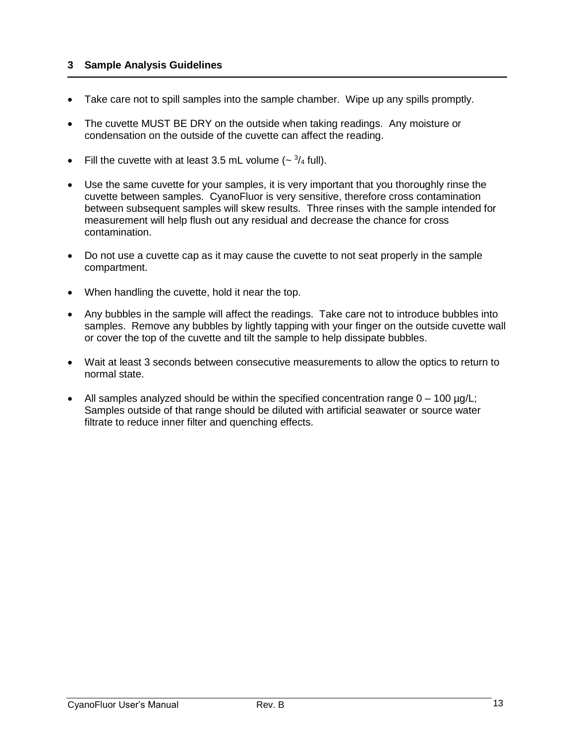## 3 Sample Analysis Guidelines

- Take care not to spill samples into the sample chamber. Wipe up any spills promptly.
- The cuvette MUST BE DRY on the outside when taking readings. Any moisture or condensation on the outside of the cuvette can affect the reading.
- Fill the cuvette with at least 3.5 mL volume (~ $^{3}/_{4}$ full).
- Use the same cuvette for your samples, it is very important that you thoroughly rinse the cuvette between samples. CyanoFluor is very sensitive, therefore cross contamination between subsequent samples will skew results. Three rinses with the sample intended for measurement will help flush out any residual and decrease the chance for cross contamination.
- Do not use a cuvette cap as it may cause the cuvette to not seat properly in the sample compartment.
- When handling the cuvette, hold it near the top.
- Any bubbles in the sample will affect the readings. Take care not to introduce bubbles into samples. Remove any bubbles by lightly tapping with your finger on the outside cuvette wall or cover the top of the cuvette and tilt the sample to help dissipate bubbles.
- Wait at least 3 seconds between consecutive measurements to allow the optics to return to normal state.
- All samples analyzed should be within the specified concentration range 0 – 100 µg/L; Samples outside of that range should be diluted with artificial seawater or source water filtrate to reduce inner filter and quenching effects.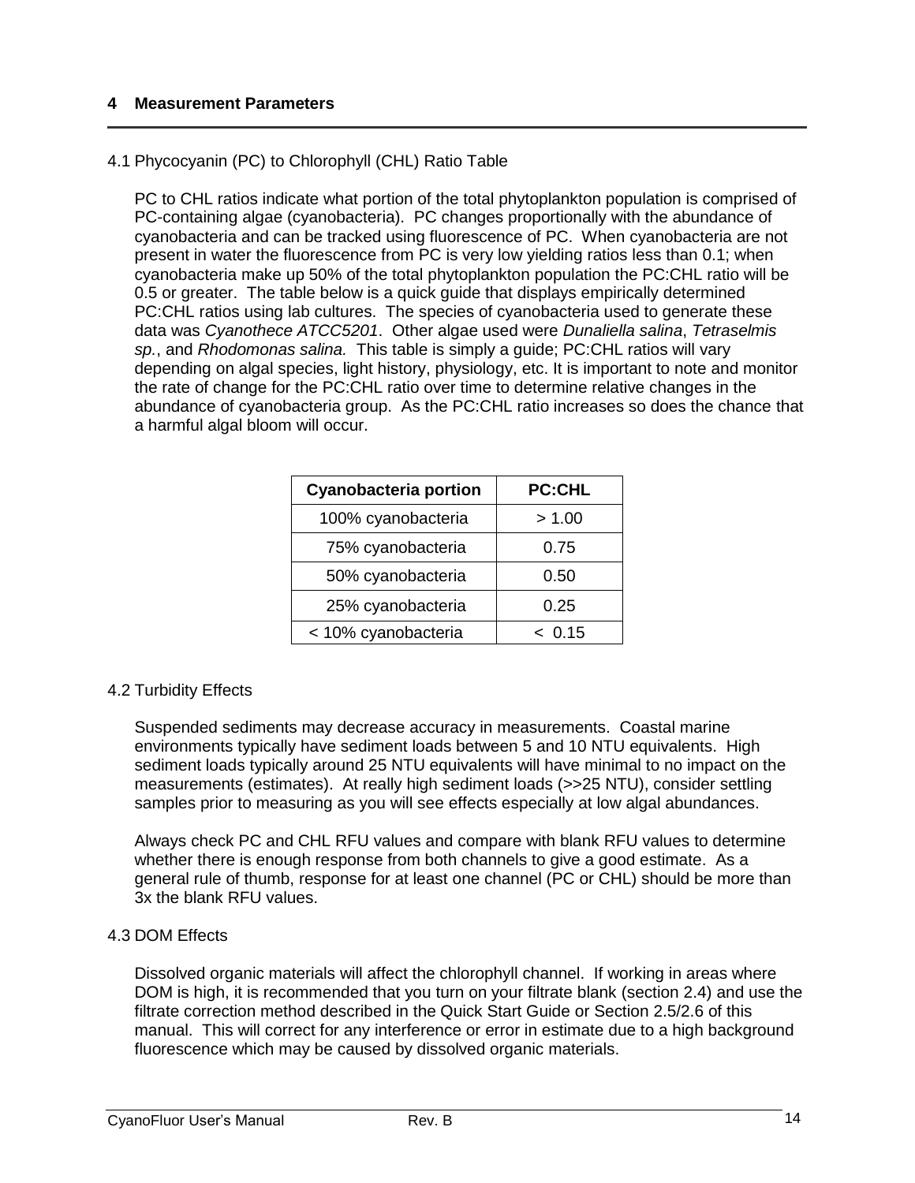# 4 Measurement Parameters

## 4.1 Phycocyanin (PC) to Chlorophyll (CHL) Ratio Table

PC to CHL ratios indicate what portion of the total phytoplankton population is comprised of PC-containing algae (cyanobacteria). PC changes proportionally with the abundance of cyanobacteria and can be tracked using fluorescence of PC. When cyanobacteria are not present in water the fluorescence from PC is very low yielding ratios less than 0.1; when cyanobacteria make up 50% of the total phytoplankton population the PC:CHL ratio will be 0.5 or greater. The table below is a quick guide that displays empirically determined PC:CHL ratios using lab cultures. The species of cyanobacteria used to generate these data was *Cyanothece ATCC5201*. Other algae used were *Dunaliella salina*, *Tetraselmis sp.*, and *Rhodomonas salina.* This table is simply a guide; PC:CHL ratios will vary depending on algal species, light history, physiology, etc. It is important to note and monitor the rate of change for the PC:CHL ratio over time to determine relative changes in the abundance of cyanobacteria group. As the PC:CHL ratio increases so does the chance that a harmful algal bloom will occur.

| Cyanobacteria portion | PC:CHL |
|---|---|
| 100% cyanobacteria | > 1.00 |
| 75% cyanobacteria | 0.75 |
| 50% cyanobacteria | 0.50 |
| 25% cyanobacteria | 0.25 |
| < 10% cyanobacteria | < 0.15 |

## 4.2 Turbidity Effects

Suspended sediments may decrease accuracy in measurements. Coastal marine environments typically have sediment loads between 5 and 10 NTU equivalents. High sediment loads typically around 25 NTU equivalents will have minimal to no impact on the measurements (estimates). At really high sediment loads (>>25 NTU), consider settling samples prior to measuring as you will see effects especially at low algal abundances.

Always check PC and CHL RFU values and compare with blank RFU values to determine whether there is enough response from both channels to give a good estimate. As a general rule of thumb, response for at least one channel (PC or CHL) should be more than 3x the blank RFU values.

## 4.3 DOM Effects

Dissolved organic materials will affect the chlorophyll channel. If working in areas where DOM is high, it is recommended that you turn on your filtrate blank (section 2.4) and use the filtrate correction method described in the Quick Start Guide or Section 2.5/2.6 of this manual. This will correct for any interference or error in estimate due to a high background fluorescence which may be caused by dissolved organic materials.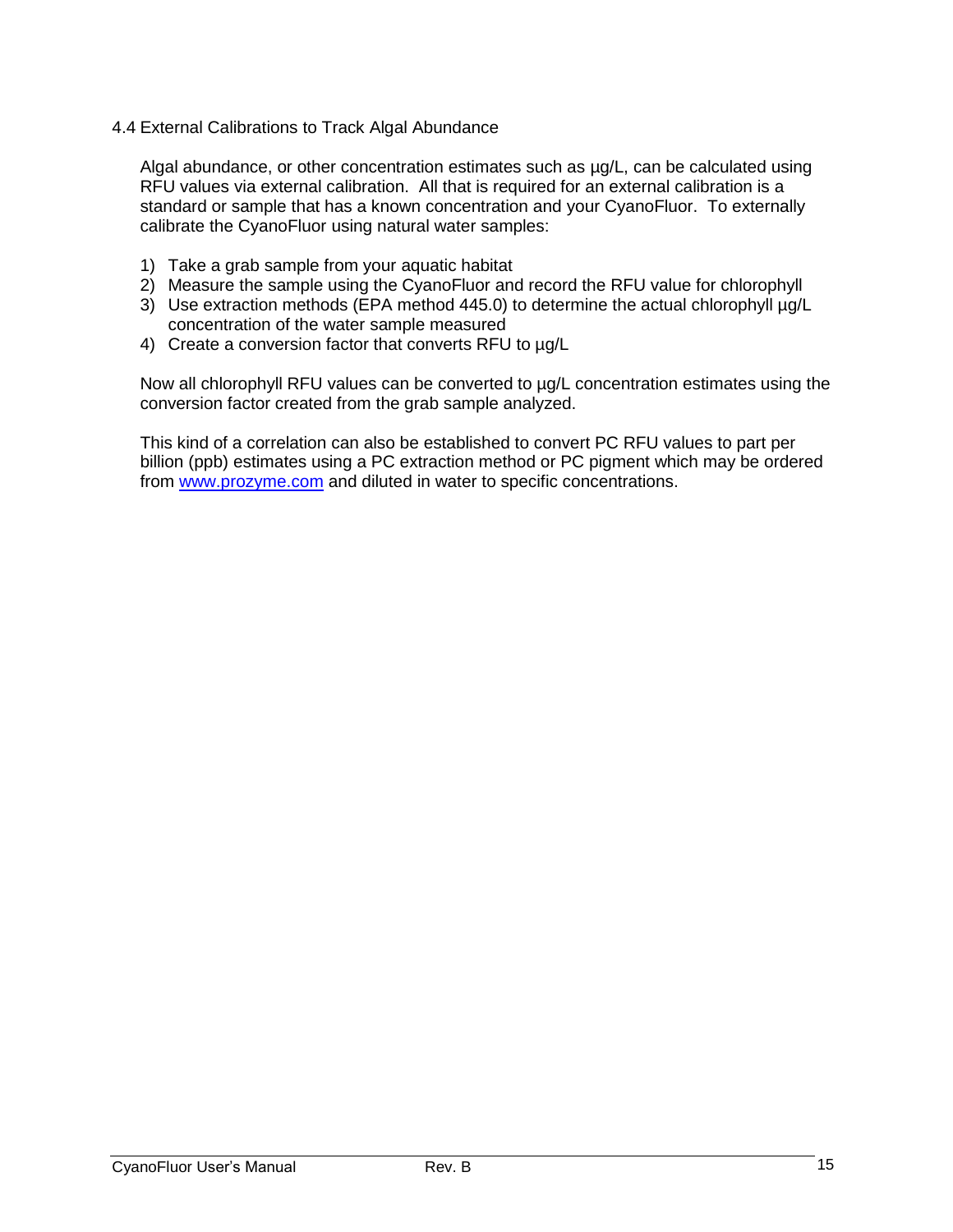## 4.4 External Calibrations to Track Algal Abundance

Algal abundance, or other concentration estimates such as µg/L, can be calculated using RFU values via external calibration. All that is required for an external calibration is a standard or sample that has a known concentration and your CyanoFluor. To externally calibrate the CyanoFluor using natural water samples:

1) Take a grab sample from your aquatic habitat
2) Measure the sample using the CyanoFluor and record the RFU value for chlorophyll
3) Use extraction methods (EPA method 445.0) to determine the actual chlorophyll µg/L concentration of the water sample measured
4) Create a conversion factor that converts RFU to µg/L

Now all chlorophyll RFU values can be converted to µg/L concentration estimates using the conversion factor created from the grab sample analyzed.

This kind of a correlation can also be established to convert PC RFU values to part per billion (ppb) estimates using a PC extraction method or PC pigment which may be ordered from [www.prozyme.com](http://www.prozyme.com) and diluted in water to specific concentrations.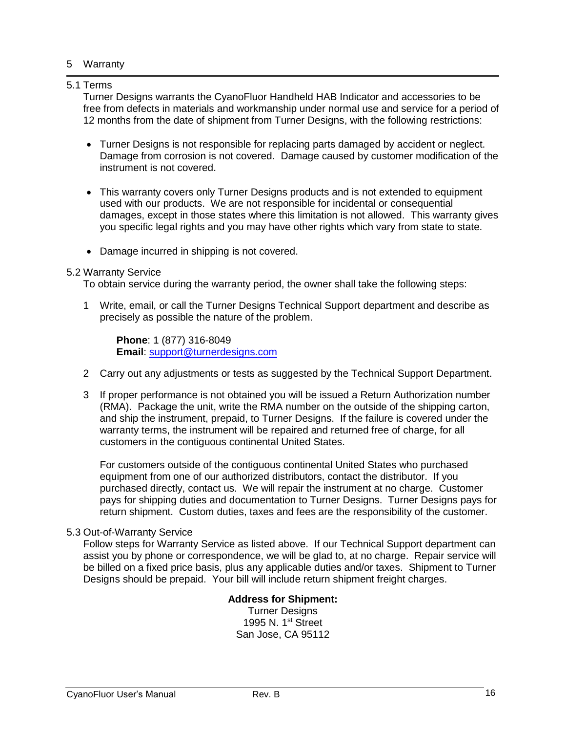# 5 Warranty

## 5.1 Terms

Turner Designs warrants the CyanoFluor Handheld HAB Indicator and accessories to be free from defects in materials and workmanship under normal use and service for a period of 12 months from the date of shipment from Turner Designs, with the following restrictions:

- Turner Designs is not responsible for replacing parts damaged by accident or neglect. Damage from corrosion is not covered. Damage caused by customer modification of the instrument is not covered.
- This warranty covers only Turner Designs products and is not extended to equipment used with our products. We are not responsible for incidental or consequential damages, except in those states where this limitation is not allowed. This warranty gives you specific legal rights and you may have other rights which vary from state to state.
- Damage incurred in shipping is not covered.

## 5.2 Warranty Service

To obtain service during the warranty period, the owner shall take the following steps:

1. Write, email, or call the Turner Designs Technical Support department and describe as precisely as possible the nature of the problem.

   **Phone**: 1 (877) 316-8049
   **Email**: support@turnerdesigns.com

2. Carry out any adjustments or tests as suggested by the Technical Support Department.

3. If proper performance is not obtained you will be issued a Return Authorization number (RMA). Package the unit, write the RMA number on the outside of the shipping carton, and ship the instrument, prepaid, to Turner Designs. If the failure is covered under the warranty terms, the instrument will be repaired and returned free of charge, for all customers in the contiguous continental United States.

   For customers outside of the contiguous continental United States who purchased equipment from one of our authorized distributors, contact the distributor. If you purchased directly, contact us. We will repair the instrument at no charge. Customer pays for shipping duties and documentation to Turner Designs. Turner Designs pays for return shipment. Custom duties, taxes and fees are the responsibility of the customer.

## 5.3 Out-of-Warranty Service

Follow steps for Warranty Service as listed above. If our Technical Support department can assist you by phone or correspondence, we will be glad to, at no charge. Repair service will be billed on a fixed price basis, plus any applicable duties and/or taxes. Shipment to Turner Designs should be prepaid. Your bill will include return shipment freight charges.

**Address for Shipment:**
Turner Designs
1995 N. 1st Street
San Jose, CA 95112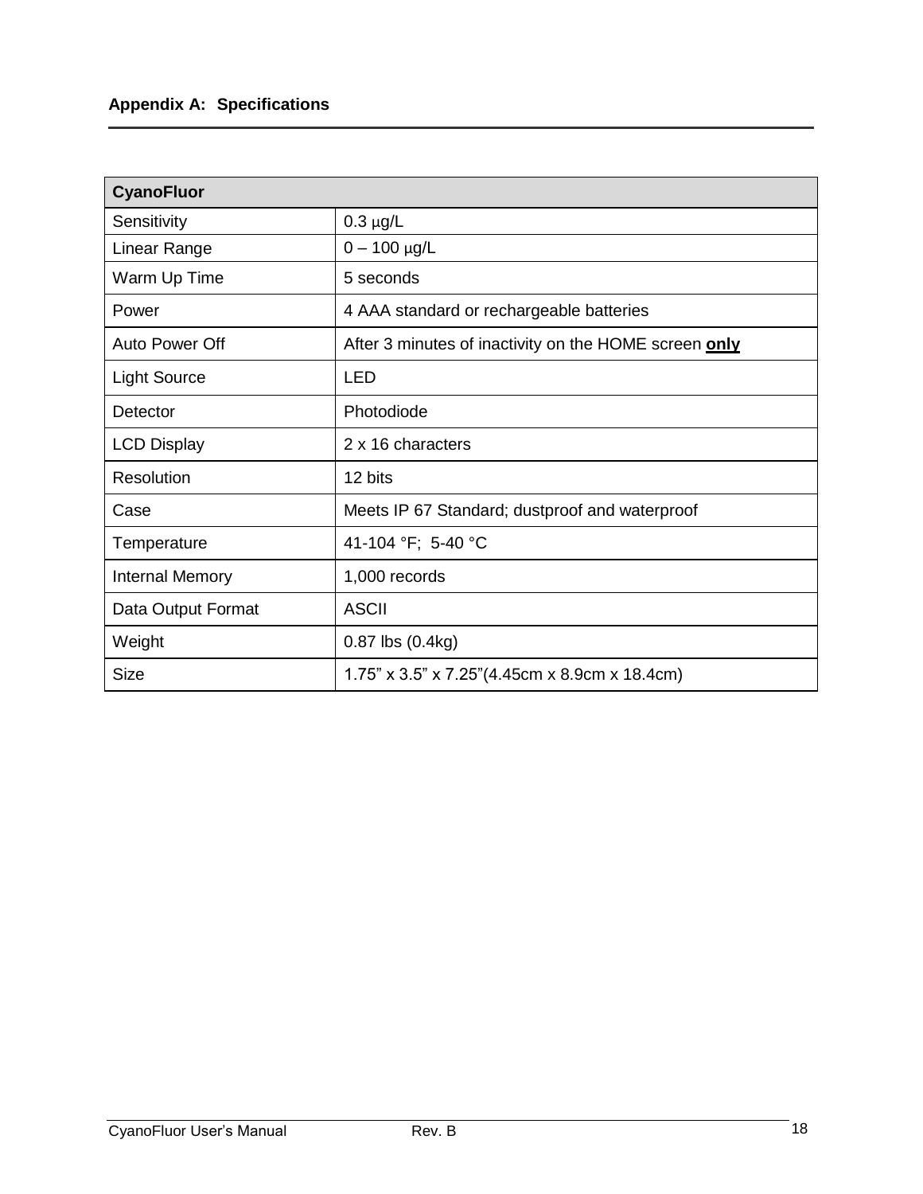## Appendix A: Specifications

| CyanoFluor | |
|---|---|
| Sensitivity | 0.3 µg/L |
| Linear Range | 0 – 100 µg/L |
| Warm Up Time | 5 seconds |
| Power | 4 AAA standard or rechargeable batteries |
| Auto Power Off | After 3 minutes of inactivity on the HOME screen **only** |
| Light Source | LED |
| Detector | Photodiode |
| LCD Display | 2 x 16 characters |
| Resolution | 12 bits |
| Case | Meets IP 67 Standard; dustproof and waterproof |
| Temperature | 41-104 °F;  5-40 °C |
| Internal Memory | 1,000 records |
| Data Output Format | ASCII |
| Weight | 0.87 lbs (0.4kg) |
| Size | 1.75” x 3.5” x 7.25”(4.45cm x 8.9cm x 18.4cm) |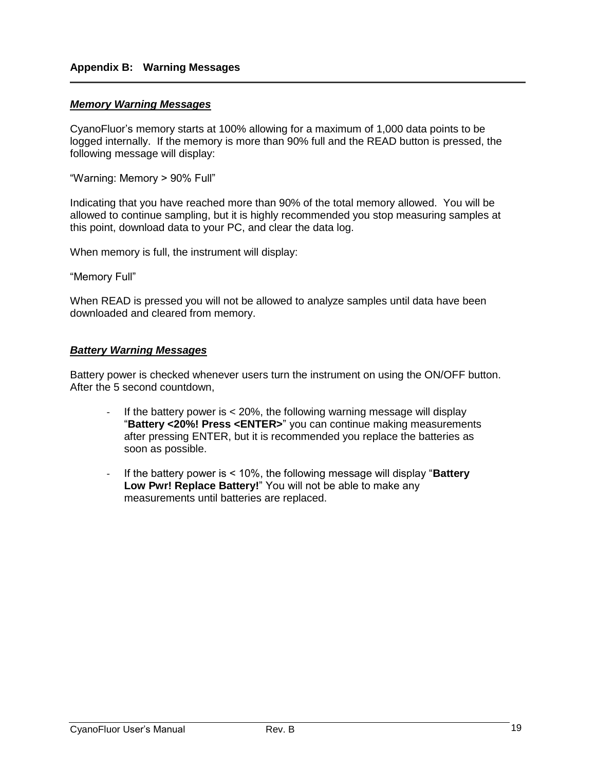## Appendix B: Warning Messages

### ***Memory Warning Messages***

CyanoFluor's memory starts at 100% allowing for a maximum of 1,000 data points to be logged internally. If the memory is more than 90% full and the READ button is pressed, the following message will display:

"Warning: Memory > 90% Full"

Indicating that you have reached more than 90% of the total memory allowed. You will be allowed to continue sampling, but it is highly recommended you stop measuring samples at this point, download data to your PC, and clear the data log.

When memory is full, the instrument will display:

"Memory Full"

When READ is pressed you will not be allowed to analyze samples until data have been downloaded and cleared from memory.

### ***Battery Warning Messages***

Battery power is checked whenever users turn the instrument on using the ON/OFF button. After the 5 second countdown,

- If the battery power is < 20%, the following warning message will display "**Battery <20%! Press <ENTER>**" you can continue making measurements after pressing ENTER, but it is recommended you replace the batteries as soon as possible.
- If the battery power is < 10%, the following message will display "**Battery Low Pwr! Replace Battery!**" You will not be able to make any measurements until batteries are replaced.